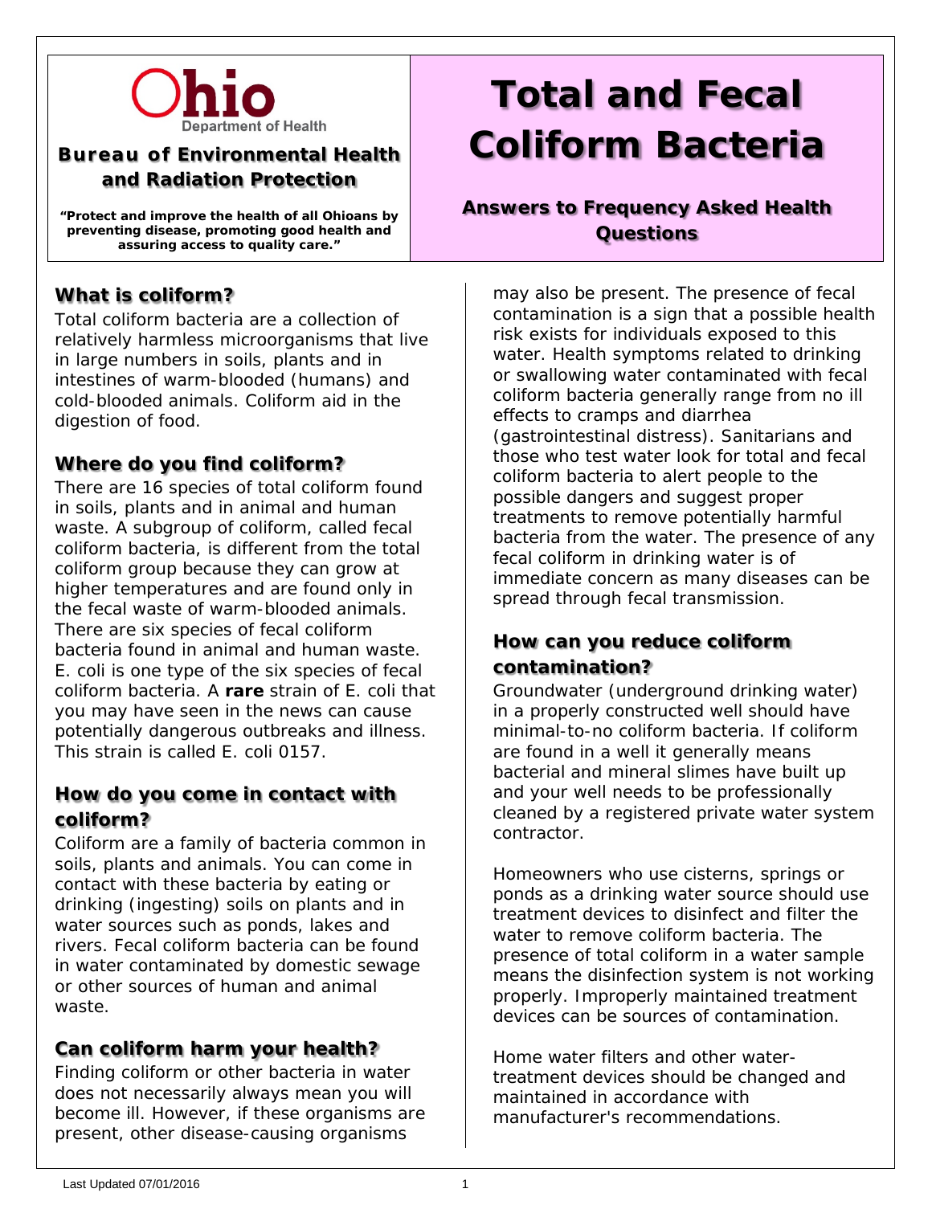Ohio Department of Health

**Bureau of Environmental Health and Radiation Protection**

**"Protect and improve the health of all Ohioans by preventing disease, promoting good health and assuring access to quality care."**

# Total and Fecal Coliform Bacteria

**Answers to Frequency Asked Health Questions**

## What is coliform?

Total coliform bacteria are a collection of relatively harmless microorganisms that live in large numbers in soils, plants and in intestines of warm-blooded (humans) and cold-blooded animals. Coliform aid in the digestion of food.

## Where do you find coliform?

There are 16 species of total coliform found in soils, plants and in animal and human waste. A subgroup of coliform, called fecal coliform bacteria, is different from the total coliform group because they can grow at higher temperatures and are found only in the fecal waste of warm-blooded animals. There are six species of fecal coliform bacteria found in animal and human waste. E. coli is one type of the six species of fecal coliform bacteria. A **rare** strain of E. coli that you may have seen in the news can cause potentially dangerous outbreaks and illness. This strain is called E. coli 0157.

## How do you come in contact with coliform?

Coliform are a family of bacteria common in soils, plants and animals. You can come in contact with these bacteria by eating or drinking (ingesting) soils on plants and in water sources such as ponds, lakes and rivers. Fecal coliform bacteria can be found in water contaminated by domestic sewage or other sources of human and animal waste.

## Can coliform harm your health?

Finding coliform or other bacteria in water does not necessarily always mean you will become ill. However, if these organisms are present, other disease-causing organisms may also be present. The presence of fecal contamination is a sign that a possible health risk exists for individuals exposed to this water. Health symptoms related to drinking or swallowing water contaminated with fecal coliform bacteria generally range from no ill effects to cramps and diarrhea (gastrointestinal distress). Sanitarians and those who test water look for total and fecal coliform bacteria to alert people to the possible dangers and suggest proper treatments to remove potentially harmful bacteria from the water. The presence of any fecal coliform in drinking water is of immediate concern as many diseases can be spread through fecal transmission.

## How can you reduce coliform contamination?

Groundwater (underground drinking water) in a properly constructed well should have minimal-to-no coliform bacteria. If coliform are found in a well it generally means bacterial and mineral slimes have built up and your well needs to be professionally cleaned by a registered private water system contractor.

Homeowners who use cisterns, springs or ponds as a drinking water source should use treatment devices to disinfect and filter the water to remove coliform bacteria. The presence of total coliform in a water sample means the disinfection system is not working properly. Improperly maintained treatment devices can be sources of contamination.

Home water filters and other water-treatment devices should be changed and maintained in accordance with manufacturer's recommendations.

Last Updated 07/01/2016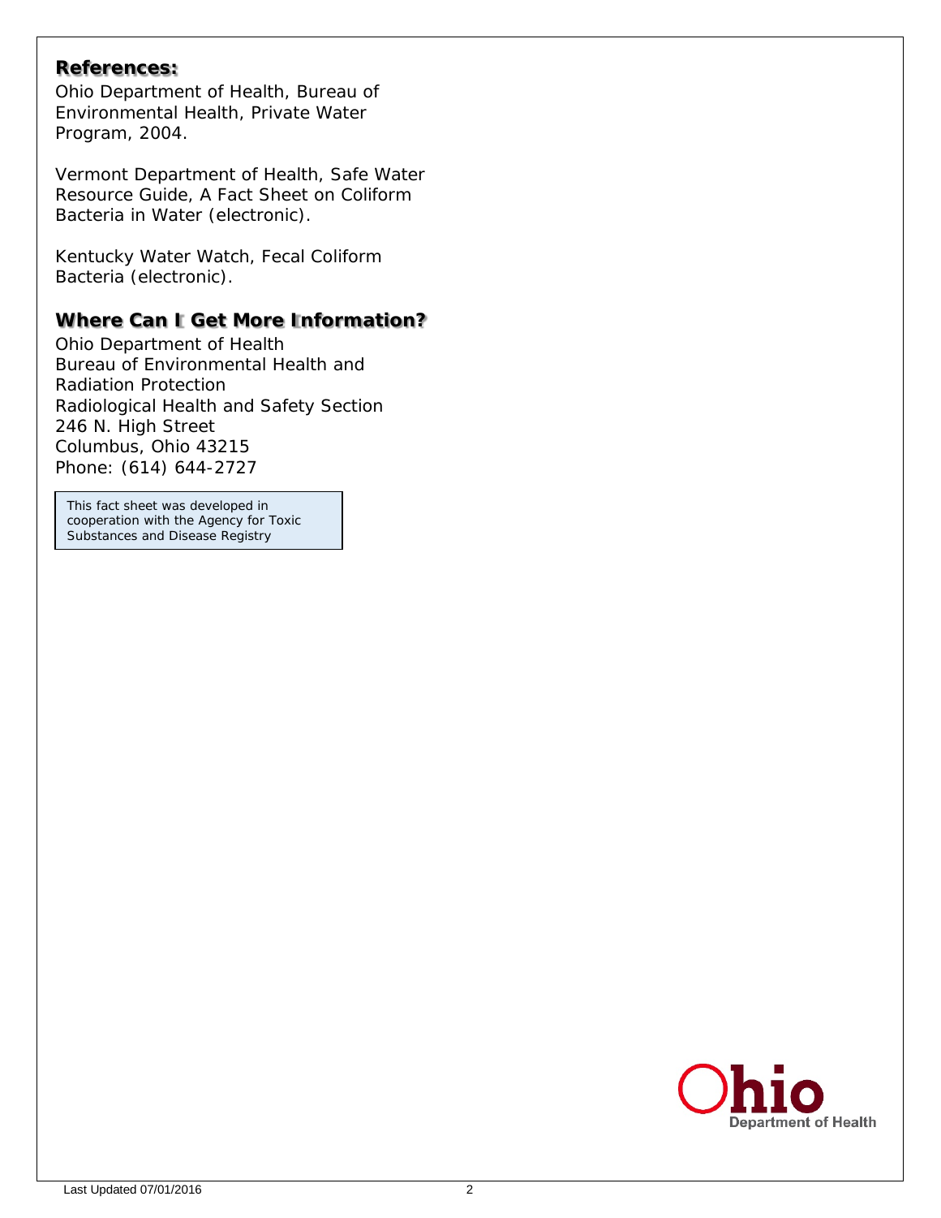## References:

Ohio Department of Health, Bureau of Environmental Health, Private Water Program, 2004.

Vermont Department of Health, Safe Water Resource Guide, A Fact Sheet on Coliform Bacteria in Water (electronic).

Kentucky Water Watch, Fecal Coliform Bacteria (electronic).

## Where Can I Get More Information?

Ohio Department of Health
Bureau of Environmental Health and Radiation Protection
Radiological Health and Safety Section
246 N. High Street
Columbus, Ohio 43215
Phone: (614) 644-2727

This fact sheet was developed in cooperation with the Agency for Toxic Substances and Disease Registry

Ohio Department of Health

Last Updated 07/01/2016